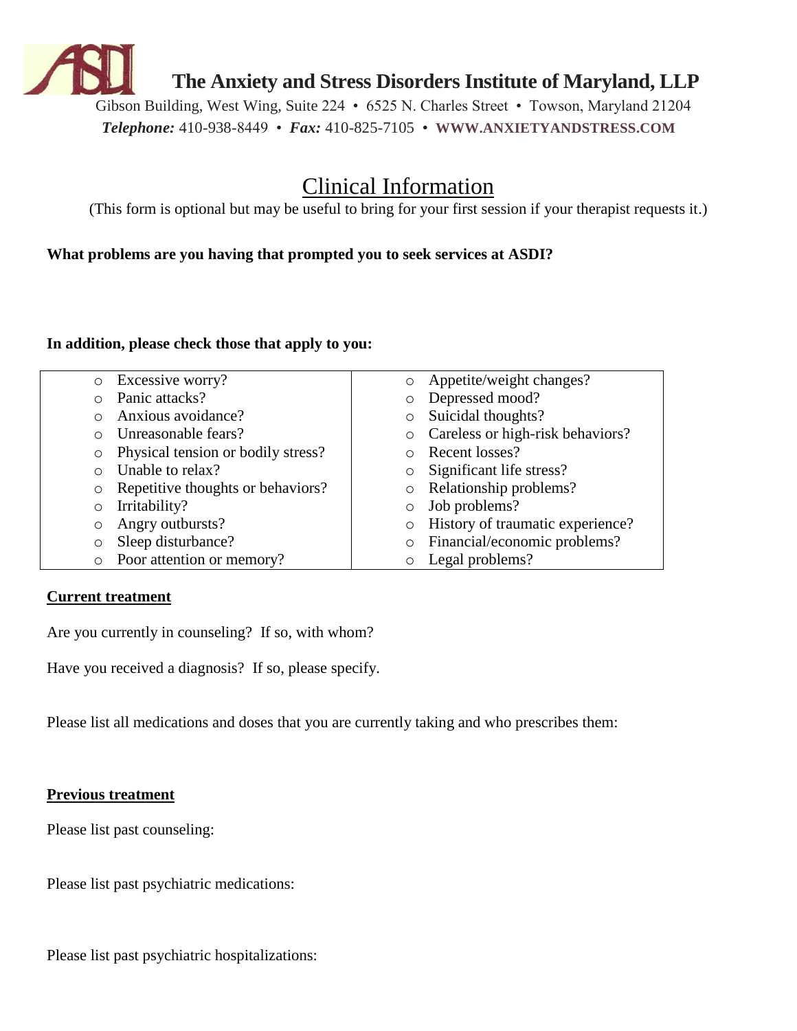## The Anxiety and Stress Disorders Institute of Maryland, LLP

Gibson Building, West Wing, Suite 224 • 6525 N. Charles Street • Towson, Maryland 21204

***Telephone:*** 410-938-8449 • ***Fax:*** 410-825-7105 • **WWW.ANXIETYANDSTRESS.COM**

# Clinical Information

(This form is optional but may be useful to bring for your first session if your therapist requests it.)

**What problems are you having that prompted you to seek services at ASDI?**

**In addition, please check those that apply to you:**

| | |
|---|---|
| ○ Excessive worry? | ○ Appetite/weight changes? |
| ○ Panic attacks? | ○ Depressed mood? |
| ○ Anxious avoidance? | ○ Suicidal thoughts? |
| ○ Unreasonable fears? | ○ Careless or high-risk behaviors? |
| ○ Physical tension or bodily stress? | ○ Recent losses? |
| ○ Unable to relax? | ○ Significant life stress? |
| ○ Repetitive thoughts or behaviors? | ○ Relationship problems? |
| ○ Irritability? | ○ Job problems? |
| ○ Angry outbursts? | ○ History of traumatic experience? |
| ○ Sleep disturbance? | ○ Financial/economic problems? |
| ○ Poor attention or memory? | ○ Legal problems? |

**Current treatment**

Are you currently in counseling? If so, with whom?

Have you received a diagnosis? If so, please specify.

Please list all medications and doses that you are currently taking and who prescribes them:

**Previous treatment**

Please list past counseling:

Please list past psychiatric medications:

Please list past psychiatric hospitalizations: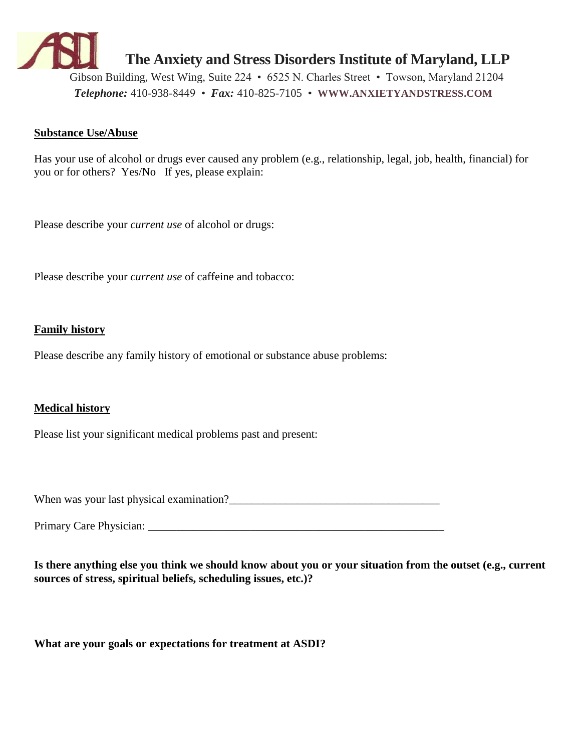# The Anxiety and Stress Disorders Institute of Maryland, LLP

Gibson Building, West Wing, Suite 224 • 6525 N. Charles Street • Towson, Maryland 21204

***Telephone:*** 410-938-8449 • ***Fax:*** 410-825-7105 • **WWW.ANXIETYANDSTRESS.COM**

**Substance Use/Abuse**

Has your use of alcohol or drugs ever caused any problem (e.g., relationship, legal, job, health, financial) for you or for others? Yes/No If yes, please explain:

Please describe your *current use* of alcohol or drugs:

Please describe your *current use* of caffeine and tobacco:

**Family history**

Please describe any family history of emotional or substance abuse problems:

**Medical history**

Please list your significant medical problems past and present:

When was your last physical examination?_____________________________________

Primary Care Physician: ______________________________________________________

**Is there anything else you think we should know about you or your situation from the outset (e.g., current sources of stress, spiritual beliefs, scheduling issues, etc.)?**

**What are your goals or expectations for treatment at ASDI?**